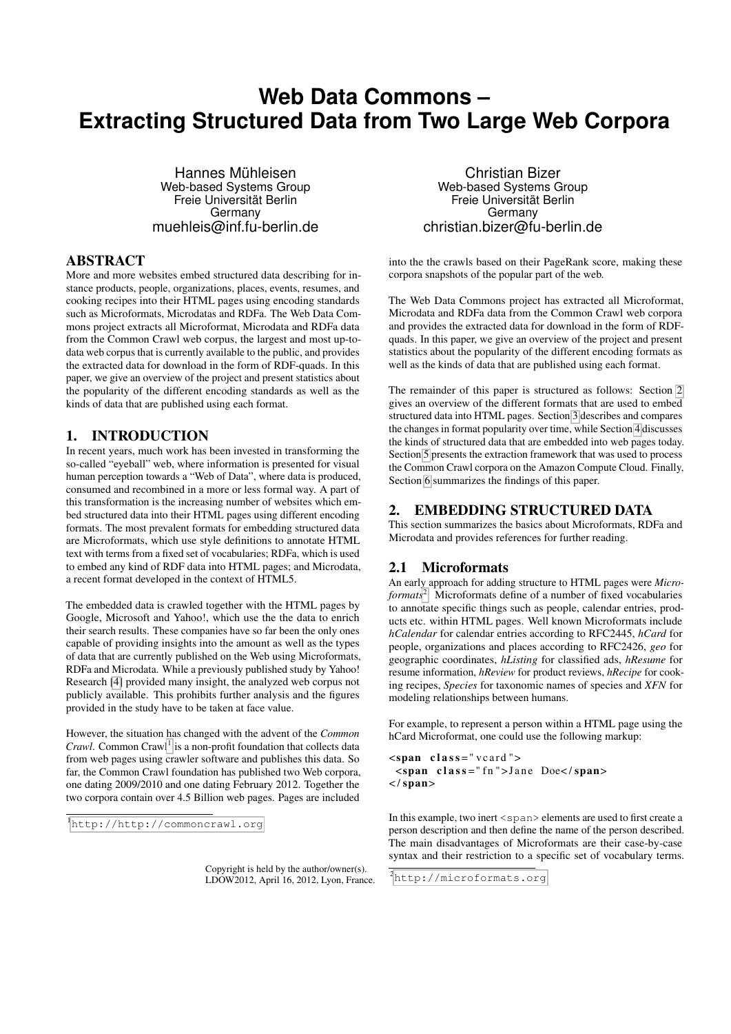# Web Data Commons – Extracting Structured Data from Two Large Web Corpora

Hannes Mühleisen
Web-based Systems Group
Freie Universität Berlin
Germany
muehleis@inf.fu-berlin.de

Christian Bizer
Web-based Systems Group
Freie Universität Berlin
Germany
christian.bizer@fu-berlin.de

## ABSTRACT

More and more websites embed structured data describing for instance products, people, organizations, places, events, resumes, and cooking recipes into their HTML pages using encoding standards such as Microformats, Microdatas and RDFa. The Web Data Commons project extracts all Microformat, Microdata and RDFa data from the Common Crawl web corpus, the largest and most up-to-data web corpus that is currently available to the public, and provides the extracted data for download in the form of RDF-quads. In this paper, we give an overview of the project and present statistics about the popularity of the different encoding standards as well as the kinds of data that are published using each format.

## 1. INTRODUCTION

In recent years, much work has been invested in transforming the so-called "eyeball" web, where information is presented for visual human perception towards a "Web of Data", where data is produced, consumed and recombined in a more or less formal way. A part of this transformation is the increasing number of websites which embed structured data into their HTML pages using different encoding formats. The most prevalent formats for embedding structured data are Microformats, which use style definitions to annotate HTML text with terms from a fixed set of vocabularies; RDFa, which is used to embed any kind of RDF data into HTML pages; and Microdata, a recent format developed in the context of HTML5.

The embedded data is crawled together with the HTML pages by Google, Microsoft and Yahoo!, which use the the data to enrich their search results. These companies have so far been the only ones capable of providing insights into the amount as well as the types of data that are currently published on the Web using Microformats, RDFa and Microdata. While a previously published study by Yahoo! Research [4] provided many insight, the analyzed web corpus not publicly available. This prohibits further analysis and the figures provided in the study have to be taken at face value.

However, the situation has changed with the advent of the *Common Crawl*. Common Crawl[1] is a non-profit foundation that collects data from web pages using crawler software and publishes this data. So far, the Common Crawl foundation has published two Web corpora, one dating 2009/2010 and one dating February 2012. Together the two corpora contain over 4.5 Billion web pages. Pages are included into the the crawls based on their PageRank score, making these corpora snapshots of the popular part of the web.

The Web Data Commons project has extracted all Microformat, Microdata and RDFa data from the Common Crawl web corpora and provides the extracted data for download in the form of RDF-quads. In this paper, we give an overview of the project and present statistics about the popularity of the different encoding formats as well as the kinds of data that are published using each format.

The remainder of this paper is structured as follows: Section 2 gives an overview of the different formats that are used to embed structured data into HTML pages. Section 3 describes and compares the changes in format popularity over time, while Section 4 discusses the kinds of structured data that are embedded into web pages today. Section 5 presents the extraction framework that was used to process the Common Crawl corpora on the Amazon Compute Cloud. Finally, Section 6 summarizes the findings of this paper.

## 2. EMBEDDING STRUCTURED DATA

This section summarizes the basics about Microformats, RDFa and Microdata and provides references for further reading.

### 2.1 Microformats

An early approach for adding structure to HTML pages were *Microformats*[2]. Microformats define of a number of fixed vocabularies to annotate specific things such as people, calendar entries, products etc. within HTML pages. Well known Microformats include *hCalendar* for calendar entries according to RFC2445, *hCard* for people, organizations and places according to RFC2426, *geo* for geographic coordinates, *hListing* for classified ads, *hResume* for resume information, *hReview* for product reviews, *hRecipe* for cooking recipes, *Species* for taxonomic names of species and *XFN* for modeling relationships between humans.

For example, to represent a person within a HTML page using the hCard Microformat, one could use the following markup:

```
<span class="vcard">
 <span class="fn">Jane Doe</span>
</span>
```

In this example, two inert `<span>` elements are used to first create a person description and then define the name of the person described. The main disadvantages of Microformats are their case-by-case syntax and their restriction to a specific set of vocabulary terms.

[1] http://http://commoncrawl.org

[2] http://microformats.org

Copyright is held by the author/owner(s).
LDOW2012, April 16, 2012, Lyon, France.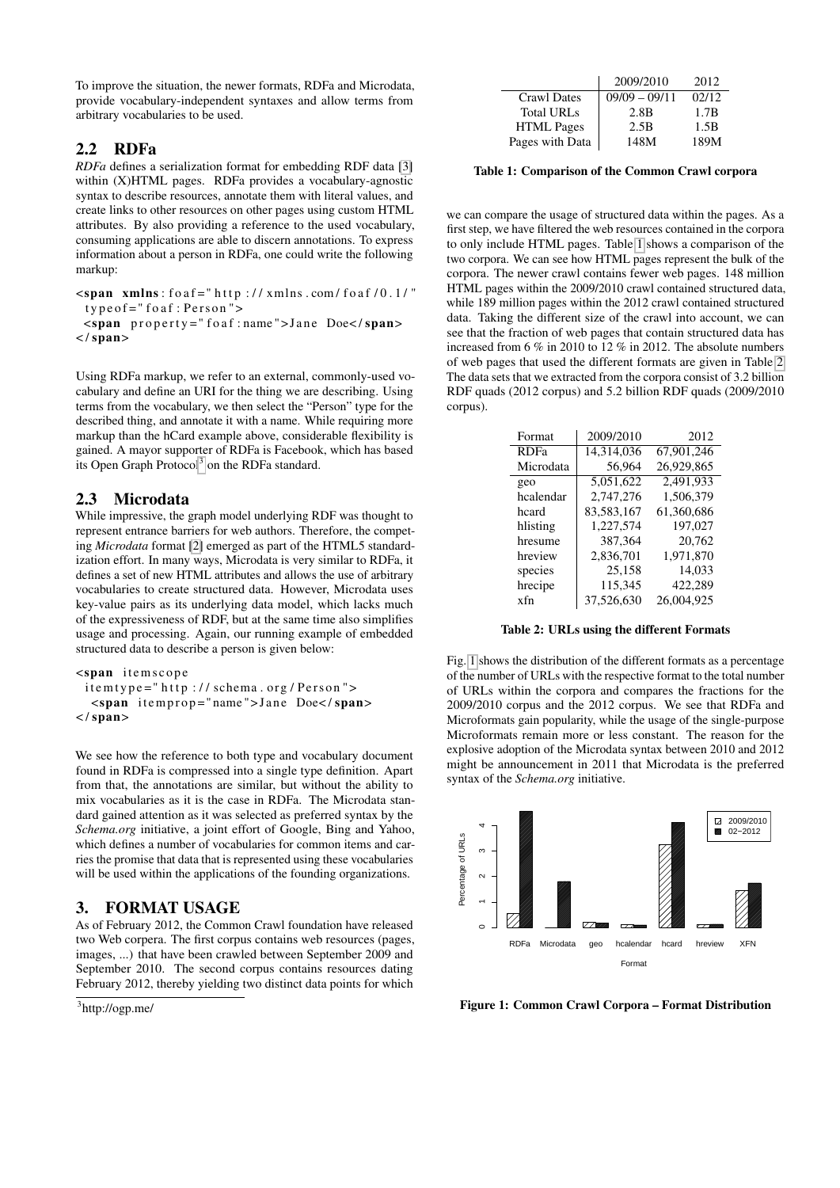To improve the situation, the newer formats, RDFa and Microdata, provide vocabulary-independent syntaxes and allow terms from arbitrary vocabularies to be used.

## 2.2 RDFa

*RDFa* defines a serialization format for embedding RDF data [3] within (X)HTML pages. RDFa provides a vocabulary-agnostic syntax to describe resources, annotate them with literal values, and create links to other resources on other pages using custom HTML attributes. By also providing a reference to the used vocabulary, consuming applications are able to discern annotations. To express information about a person in RDFa, one could write the following markup:

```
<span xmlns:foaf="http://xmlns.com/foaf/0.1/"
  typeof="foaf:Person">
  <span property="foaf:name">Jane Doe</span>
</span>
```

Using RDFa markup, we refer to an external, commonly-used vocabulary and define an URI for the thing we are describing. Using terms from the vocabulary, we then select the "Person" type for the described thing, and annotate it with a name. While requiring more markup than the hCard example above, considerable flexibility is gained. A mayor supporter of RDFa is Facebook, which has based its Open Graph Protocol[3] on the RDFa standard.

## 2.3 Microdata

While impressive, the graph model underlying RDF was thought to represent entrance barriers for web authors. Therefore, the competing *Microdata* format [2] emerged as part of the HTML5 standardization effort. In many ways, Microdata is very similar to RDFa, it defines a set of new HTML attributes and allows the use of arbitrary vocabularies to create structured data. However, Microdata uses key-value pairs as its underlying data model, which lacks much of the expressiveness of RDF, but at the same time also simplifies usage and processing. Again, our running example of embedded structured data to describe a person is given below:

```
<span itemscope
  itemtype="http://schema.org/Person">
   <span itemprop="name">Jane Doe</span>
</span>
```

We see how the reference to both type and vocabulary document found in RDFa is compressed into a single type definition. Apart from that, the annotations are similar, but without the ability to mix vocabularies as it is the case in RDFa. The Microdata standard gained attention as it was selected as preferred syntax by the *Schema.org* initiative, a joint effort of Google, Bing and Yahoo, which defines a number of vocabularies for common items and carries the promise that data that is represented using these vocabularies will be used within the applications of the founding organizations.

## 3. FORMAT USAGE

As of February 2012, the Common Crawl foundation have released two Web corpera. The first corpus contains web resources (pages, images, ...) that have been crawled between September 2009 and September 2010. The second corpus contains resources dating February 2012, thereby yielding two distinct data points for which we can compare the usage of structured data within the pages. As a first step, we have filtered the web resources contained in the corpora to only include HTML pages. Table 1 shows a comparison of the two corpora. We can see how HTML pages represent the bulk of the corpora. The newer crawl contains fewer web pages. 148 million HTML pages within the 2009/2010 crawl contained structured data, while 189 million pages within the 2012 crawl contained structured data. Taking the different size of the crawl into account, we can see that the fraction of web pages that contain structured data has increased from 6 % in 2010 to 12 % in 2012. The absolute numbers of web pages that used the different formats are given in Table 2. The data sets that we extracted from the corpora consist of 3.2 billion RDF quads (2012 corpus) and 5.2 billion RDF quads (2009/2010 corpus).

[3]http://ogp.me/

| | 2009/2010 | 2012 |
|---|---|---|
| Crawl Dates | 09/09 – 09/11 | 02/12 |
| Total URLs | 2.8B | 1.7B |
| HTML Pages | 2.5B | 1.5B |
| Pages with Data | 148M | 189M |

**Table 1: Comparison of the Common Crawl corpora**

| Format | 2009/2010 | 2012 |
|---|---|---|
| RDFa | 14,314,036 | 67,901,246 |
| Microdata | 56,964 | 26,929,865 |
| geo | 5,051,622 | 2,491,933 |
| hcalendar | 2,747,276 | 1,506,379 |
| hcard | 83,583,167 | 61,360,686 |
| hlisting | 1,227,574 | 197,027 |
| hresume | 387,364 | 20,762 |
| hreview | 2,836,701 | 1,971,870 |
| species | 25,158 | 14,033 |
| hrecipe | 115,345 | 422,289 |
| xfn | 37,526,630 | 26,004,925 |

**Table 2: URLs using the different Formats**

Fig. 1 shows the distribution of the different formats as a percentage of the number of URLs with the respective format to the total number of URLs within the corpora and compares the fractions for the 2009/2010 corpus and the 2012 corpus. We see that RDFa and Microformats gain popularity, while the usage of the single-purpose Microformats remain more or less constant. The reason for the explosive adoption of the Microdata syntax between 2010 and 2012 might be announcement in 2011 that Microdata is the preferred syntax of the *Schema.org* initiative.

**Figure 1: Common Crawl Corpora – Format Distribution**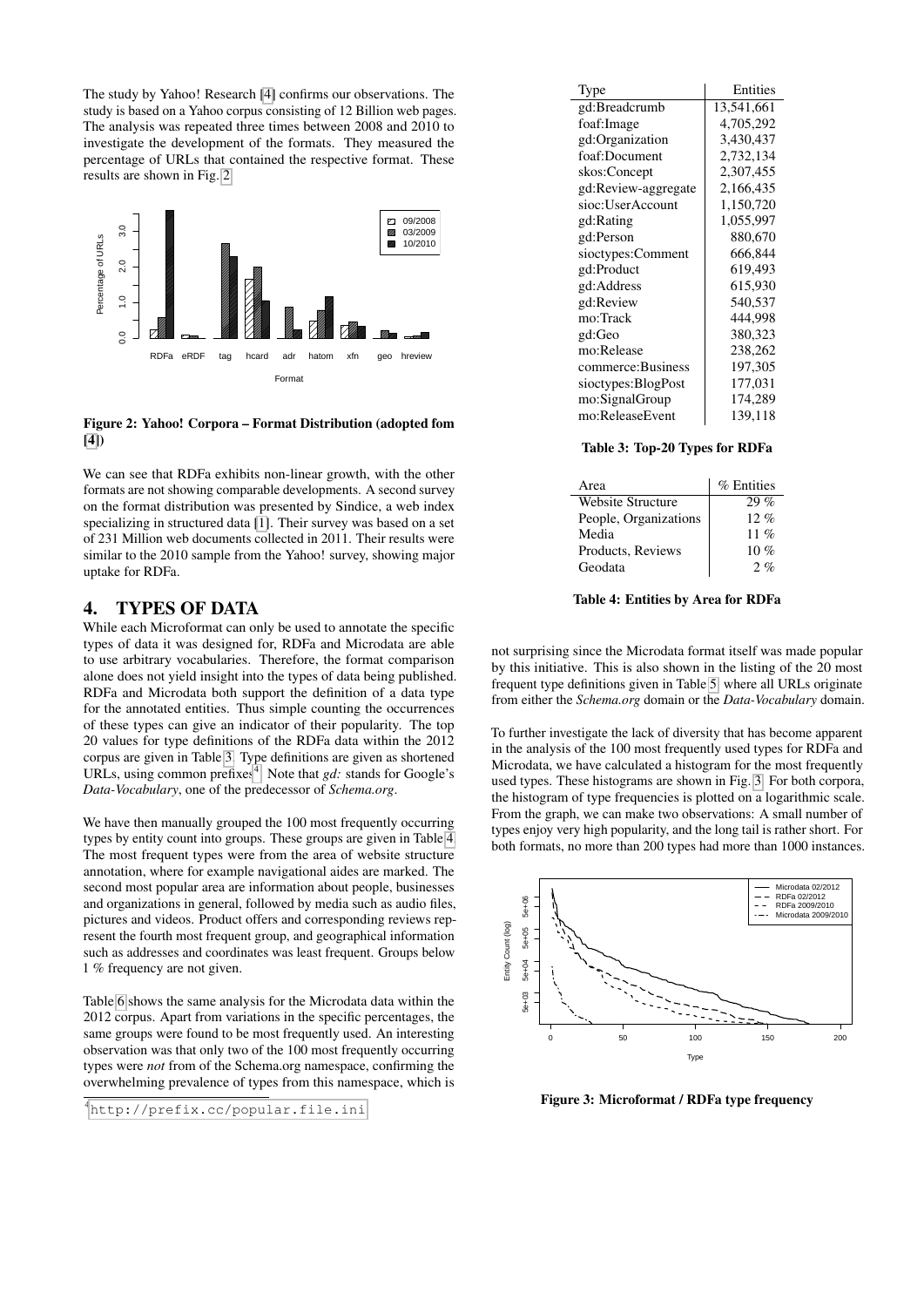The study by Yahoo! Research [4] confirms our observations. The study is based on a Yahoo corpus consisting of 12 Billion web pages. The analysis was repeated three times between 2008 and 2010 to investigate the development of the formats. They measured the percentage of URLs that contained the respective format. These results are shown in Fig. 2.

**Figure 2: Yahoo! Corpora – Format Distribution (adopted fom [4])**

We can see that RDFa exhibits non-linear growth, with the other formats are not showing comparable developments. A second survey on the format distribution was presented by Sindice, a web index specializing in structured data [1]. Their survey was based on a set of 231 Million web documents collected in 2011. Their results were similar to the 2010 sample from the Yahoo! survey, showing major uptake for RDFa.

## 4. TYPES OF DATA

While each Microformat can only be used to annotate the specific types of data it was designed for, RDFa and Microdata are able to use arbitrary vocabularies. Therefore, the format comparison alone does not yield insight into the types of data being published. RDFa and Microdata both support the definition of a data type for the annotated entities. Thus simple counting the occurrences of these types can give an indicator of their popularity. The top 20 values for type definitions of the RDFa data within the 2012 corpus are given in Table 3. Type definitions are given as shortened URLs, using common prefixes[4]. Note that *gd:* stands for Google's *Data-Vocabulary*, one of the predecessor of *Schema.org*.

We have then manually grouped the 100 most frequently occurring types by entity count into groups. These groups are given in Table 4. The most frequent types were from the area of website structure annotation, where for example navigational aides are marked. The second most popular area are information about people, businesses and organizations in general, followed by media such as audio files, pictures and videos. Product offers and corresponding reviews represent the fourth most frequent group, and geographical information such as addresses and coordinates was least frequent. Groups below 1 % frequency are not given.

Table 6 shows the same analysis for the Microdata data within the 2012 corpus. Apart from variations in the specific percentages, the same groups were found to be most frequently used. An interesting observation was that only two of the 100 most frequently occurring types were *not* from of the Schema.org namespace, confirming the overwhelming prevalence of types from this namespace, which is not surprising since the Microdata format itself was made popular by this initiative. This is also shown in the listing of the 20 most frequent type definitions given in Table 5, where all URLs originate from either the *Schema.org* domain or the *Data-Vocabulary* domain.

To further investigate the lack of diversity that has become apparent in the analysis of the 100 most frequently used types for RDFa and Microdata, we have calculated a histogram for the most frequently used types. These histograms are shown in Fig. 3. For both corpora, the histogram of type frequencies is plotted on a logarithmic scale. From the graph, we can make two observations: A small number of types enjoy very high popularity, and the long tail is rather short. For both formats, no more than 200 types had more than 1000 instances.

| Type | Entities |
|---|---|
| gd:Breadcrumb | 13,541,661 |
| foaf:Image | 4,705,292 |
| gd:Organization | 3,430,437 |
| foaf:Document | 2,732,134 |
| skos:Concept | 2,307,455 |
| gd:Review-aggregate | 2,166,435 |
| sioc:UserAccount | 1,150,720 |
| gd:Rating | 1,055,997 |
| gd:Person | 880,670 |
| sioctypes:Comment | 666,844 |
| gd:Product | 619,493 |
| gd:Address | 615,930 |
| gd:Review | 540,537 |
| mo:Track | 444,998 |
| gd:Geo | 380,323 |
| mo:Release | 238,262 |
| commerce:Business | 197,305 |
| sioctypes:BlogPost | 177,031 |
| mo:SignalGroup | 174,289 |
| mo:ReleaseEvent | 139,118 |

**Table 3: Top-20 Types for RDFa**

| Area | % Entities |
|---|---|
| Website Structure | 29 % |
| People, Organizations | 12 % |
| Media | 11 % |
| Products, Reviews | 10 % |
| Geodata | 2 % |

**Table 4: Entities by Area for RDFa**

**Figure 3: Microformat / RDFa type frequency**

[4] http://prefix.cc/popular.file.ini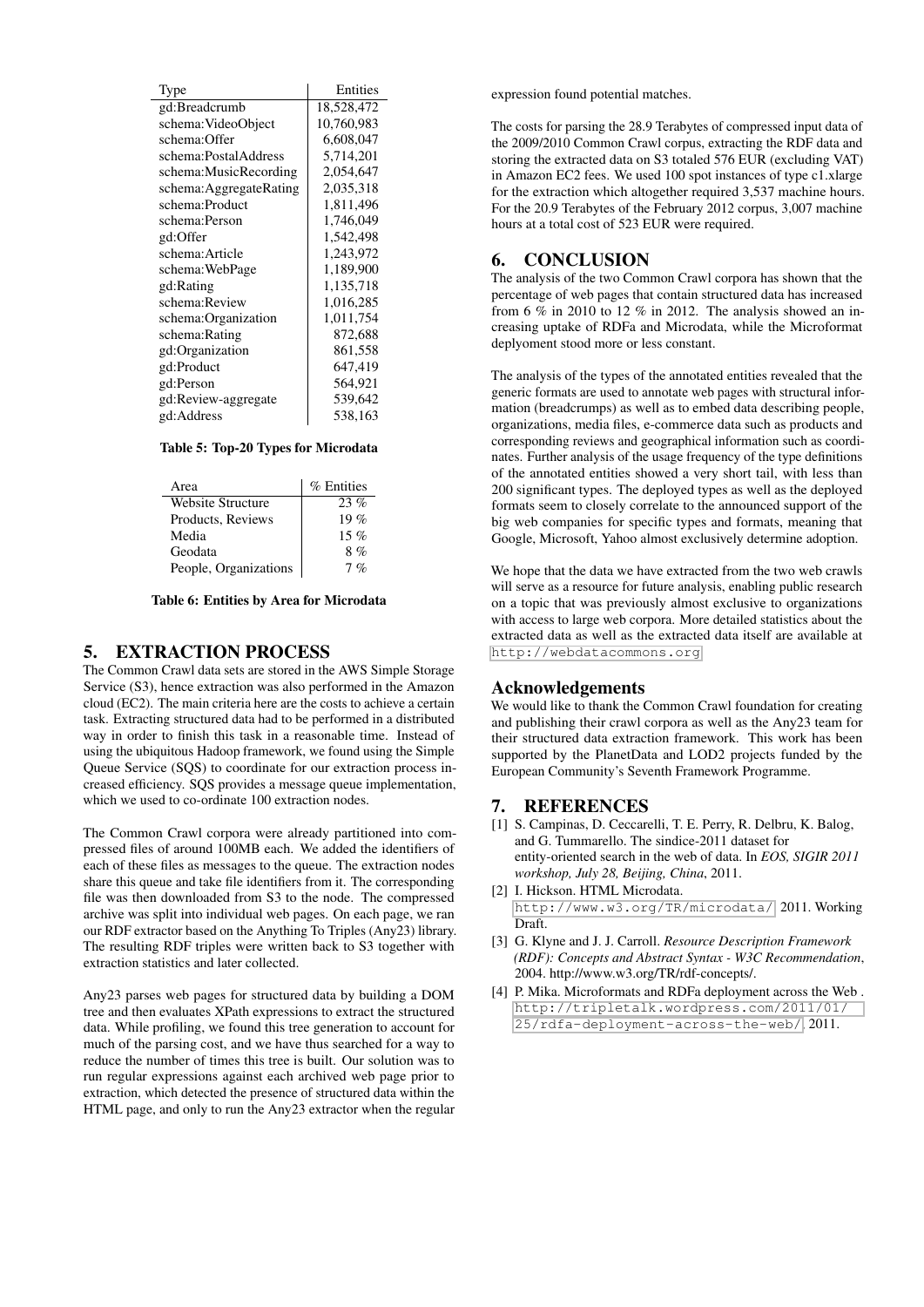| Type | Entities |
| --- | --- |
| gd:Breadcrumb | 18,528,472 |
| schema:VideoObject | 10,760,983 |
| schema:Offer | 6,608,047 |
| schema:PostalAddress | 5,714,201 |
| schema:MusicRecording | 2,054,647 |
| schema:AggregateRating | 2,035,318 |
| schema:Product | 1,811,496 |
| schema:Person | 1,746,049 |
| gd:Offer | 1,542,498 |
| schema:Article | 1,243,972 |
| schema:WebPage | 1,189,900 |
| gd:Rating | 1,135,718 |
| schema:Review | 1,016,285 |
| schema:Organization | 1,011,754 |
| schema:Rating | 872,688 |
| gd:Organization | 861,558 |
| gd:Product | 647,419 |
| gd:Person | 564,921 |
| gd:Review-aggregate | 539,642 |
| gd:Address | 538,163 |

**Table 5: Top-20 Types for Microdata**

| Area | % Entities |
| --- | --- |
| Website Structure | 23 % |
| Products, Reviews | 19 % |
| Media | 15 % |
| Geodata | 8 % |
| People, Organizations | 7 % |

**Table 6: Entities by Area for Microdata**

## 5. EXTRACTION PROCESS

The Common Crawl data sets are stored in the AWS Simple Storage Service (S3), hence extraction was also performed in the Amazon cloud (EC2). The main criteria here are the costs to achieve a certain task. Extracting structured data had to be performed in a distributed way in order to finish this task in a reasonable time. Instead of using the ubiquitous Hadoop framework, we found using the Simple Queue Service (SQS) to coordinate for our extraction process increased efficiency. SQS provides a message queue implementation, which we used to co-ordinate 100 extraction nodes.

The Common Crawl corpora were already partitioned into compressed files of around 100MB each. We added the identifiers of each of these files as messages to the queue. The extraction nodes share this queue and take file identifiers from it. The corresponding file was then downloaded from S3 to the node. The compressed archive was split into individual web pages. On each page, we ran our RDF extractor based on the Anything To Triples (Any23) library. The resulting RDF triples were written back to S3 together with extraction statistics and later collected.

Any23 parses web pages for structured data by building a DOM tree and then evaluates XPath expressions to extract the structured data. While profiling, we found this tree generation to account for much of the parsing cost, and we have thus searched for a way to reduce the number of times this tree is built. Our solution was to run regular expressions against each archived web page prior to extraction, which detected the presence of structured data within the HTML page, and only to run the Any23 extractor when the regular expression found potential matches.

The costs for parsing the 28.9 Terabytes of compressed input data of the 2009/2010 Common Crawl corpus, extracting the RDF data and storing the extracted data on S3 totaled 576 EUR (excluding VAT) in Amazon EC2 fees. We used 100 spot instances of type c1.xlarge for the extraction which altogether required 3,537 machine hours. For the 20.9 Terabytes of the February 2012 corpus, 3,007 machine hours at a total cost of 523 EUR were required.

## 6. CONCLUSION

The analysis of the two Common Crawl corpora has shown that the percentage of web pages that contain structured data has increased from 6 % in 2010 to 12 % in 2012. The analysis showed an increasing uptake of RDFa and Microdata, while the Microformat deplyoment stood more or less constant.

The analysis of the types of the annotated entities revealed that the generic formats are used to annotate web pages with structural information (breadcrumps) as well as to embed data describing people, organizations, media files, e-commerce data such as products and corresponding reviews and geographical information such as coordinates. Further analysis of the usage frequency of the type definitions of the annotated entities showed a very short tail, with less than 200 significant types. The deployed types as well as the deployed formats seem to closely correlate to the announced support of the big web companies for specific types and formats, meaning that Google, Microsoft, Yahoo almost exclusively determine adoption.

We hope that the data we have extracted from the two web crawls will serve as a resource for future analysis, enabling public research on a topic that was previously almost exclusive to organizations with access to large web corpora. More detailed statistics about the extracted data as well as the extracted data itself are available at http://webdatacommons.org

## Acknowledgements

We would like to thank the Common Crawl foundation for creating and publishing their crawl corpora as well as the Any23 team for their structured data extraction framework. This work has been supported by the PlanetData and LOD2 projects funded by the European Community's Seventh Framework Programme.

## 7. REFERENCES

[1] S. Campinas, D. Ceccarelli, T. E. Perry, R. Delbru, K. Balog, and G. Tummarello. The sindice-2011 dataset for entity-oriented search in the web of data. In *EOS, SIGIR 2011 workshop, July 28, Beijing, China*, 2011.

[2] I. Hickson. HTML Microdata. http://www.w3.org/TR/microdata/ 2011. Working Draft.

[3] G. Klyne and J. J. Carroll. *Resource Description Framework (RDF): Concepts and Abstract Syntax - W3C Recommendation*, 2004. http://www.w3.org/TR/rdf-concepts/.

[4] P. Mika. Microformats and RDFa deployment across the Web . http://tripletalk.wordpress.com/2011/01/25/rdfa-deployment-across-the-web/ 2011.